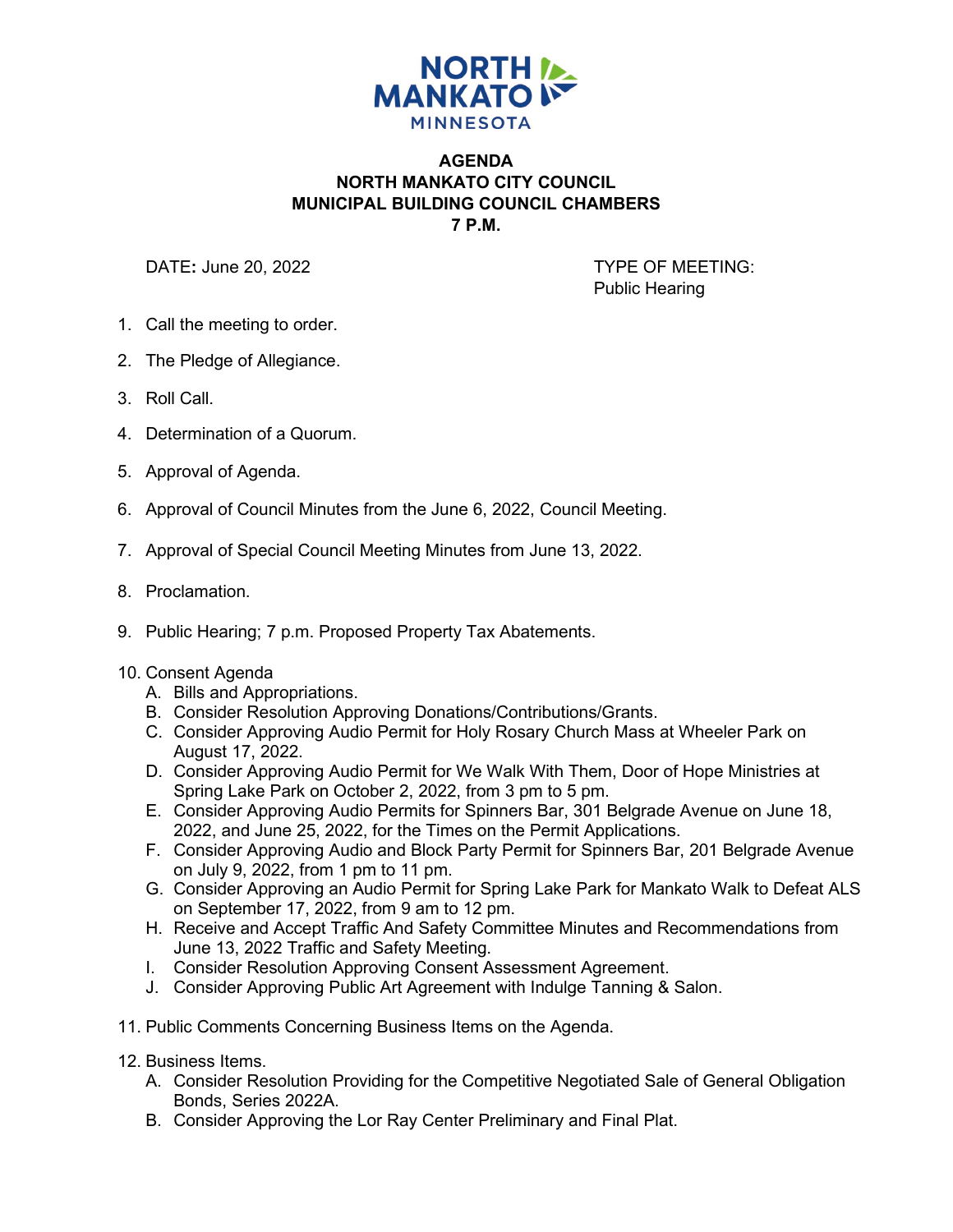NORTH MANKATO
MINNESOTA

# AGENDA
## NORTH MANKATO CITY COUNCIL
## MUNICIPAL BUILDING COUNCIL CHAMBERS
## 7 P.M.

**DATE:** June 20, 2022

TYPE OF MEETING:
Public Hearing

1. Call the meeting to order.
2. The Pledge of Allegiance.
3. Roll Call.
4. Determination of a Quorum.
5. Approval of Agenda.
6. Approval of Council Minutes from the June 6, 2022, Council Meeting.
7. Approval of Special Council Meeting Minutes from June 13, 2022.
8. Proclamation.
9. Public Hearing; 7 p.m. Proposed Property Tax Abatements.
10. Consent Agenda
    A. Bills and Appropriations.
    B. Consider Resolution Approving Donations/Contributions/Grants.
    C. Consider Approving Audio Permit for Holy Rosary Church Mass at Wheeler Park on August 17, 2022.
    D. Consider Approving Audio Permit for We Walk With Them, Door of Hope Ministries at Spring Lake Park on October 2, 2022, from 3 pm to 5 pm.
    E. Consider Approving Audio Permits for Spinners Bar, 301 Belgrade Avenue on June 18, 2022, and June 25, 2022, for the Times on the Permit Applications.
    F. Consider Approving Audio and Block Party Permit for Spinners Bar, 201 Belgrade Avenue on July 9, 2022, from 1 pm to 11 pm.
    G. Consider Approving an Audio Permit for Spring Lake Park for Mankato Walk to Defeat ALS on September 17, 2022, from 9 am to 12 pm.
    H. Receive and Accept Traffic And Safety Committee Minutes and Recommendations from June 13, 2022 Traffic and Safety Meeting.
    I. Consider Resolution Approving Consent Assessment Agreement.
    J. Consider Approving Public Art Agreement with Indulge Tanning & Salon.
11. Public Comments Concerning Business Items on the Agenda.
12. Business Items.
    A. Consider Resolution Providing for the Competitive Negotiated Sale of General Obligation Bonds, Series 2022A.
    B. Consider Approving the Lor Ray Center Preliminary and Final Plat.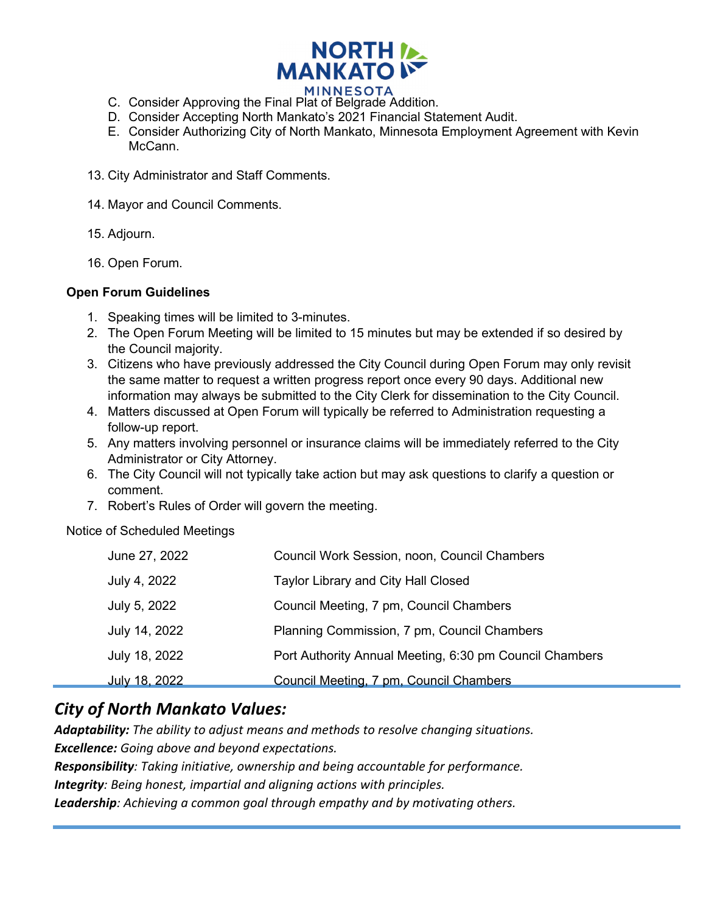C. Consider Approving the Final Plat of Belgrade Addition.
D. Consider Accepting North Mankato's 2021 Financial Statement Audit.
E. Consider Authorizing City of North Mankato, Minnesota Employment Agreement with Kevin McCann.

13. City Administrator and Staff Comments.

14. Mayor and Council Comments.

15. Adjourn.

16. Open Forum.

**Open Forum Guidelines**

1. Speaking times will be limited to 3-minutes.
2. The Open Forum Meeting will be limited to 15 minutes but may be extended if so desired by the Council majority.
3. Citizens who have previously addressed the City Council during Open Forum may only revisit the same matter to request a written progress report once every 90 days. Additional new information may always be submitted to the City Clerk for dissemination to the City Council.
4. Matters discussed at Open Forum will typically be referred to Administration requesting a follow-up report.
5. Any matters involving personnel or insurance claims will be immediately referred to the City Administrator or City Attorney.
6. The City Council will not typically take action but may ask questions to clarify a question or comment.
7. Robert's Rules of Order will govern the meeting.

Notice of Scheduled Meetings

| | |
|---|---|
| June 27, 2022 | Council Work Session, noon, Council Chambers |
| July 4, 2022 | Taylor Library and City Hall Closed |
| July 5, 2022 | Council Meeting, 7 pm, Council Chambers |
| July 14, 2022 | Planning Commission, 7 pm, Council Chambers |
| July 18, 2022 | Port Authority Annual Meeting, 6:30 pm Council Chambers |
| July 18, 2022 | Council Meeting, 7 pm, Council Chambers |

## *City of North Mankato Values:*

***Adaptability:*** *The ability to adjust means and methods to resolve changing situations.*
***Excellence:*** *Going above and beyond expectations.*
***Responsibility****: Taking initiative, ownership and being accountable for performance.*
***Integrity****: Being honest, impartial and aligning actions with principles.*
***Leadership****: Achieving a common goal through empathy and by motivating others.*